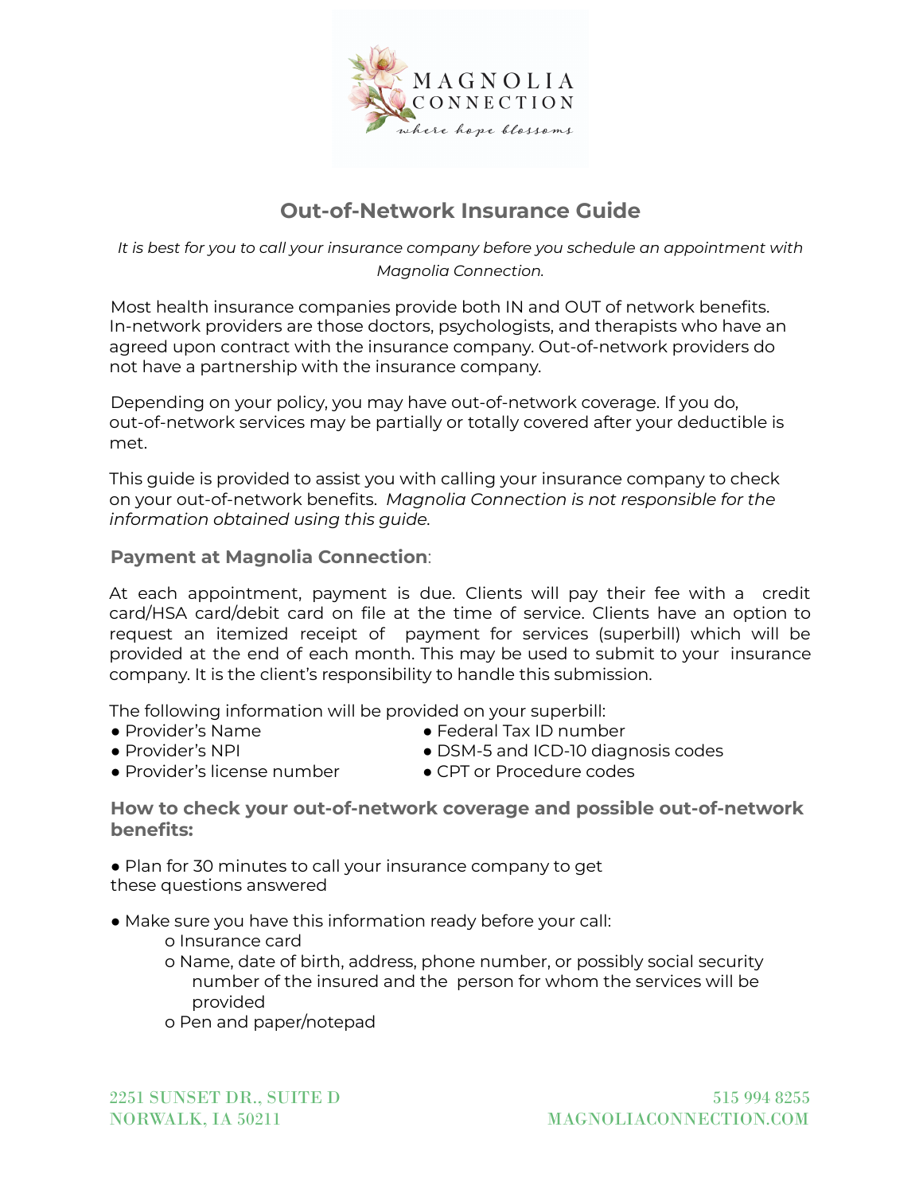MAGNOLIA CONNECTION

*where hope blossoms*

# Out-of-Network Insurance Guide

*It is best for you to call your insurance company before you schedule an appointment with Magnolia Connection.*

Most health insurance companies provide both IN and OUT of network benefits. In-network providers are those doctors, psychologists, and therapists who have an agreed upon contract with the insurance company. Out-of-network providers do not have a partnership with the insurance company.

Depending on your policy, you may have out-of-network coverage. If you do, out-of-network services may be partially or totally covered after your deductible is met.

This guide is provided to assist you with calling your insurance company to check on your out-of-network benefits. *Magnolia Connection is not responsible for the information obtained using this guide.*

## Payment at Magnolia Connection:

At each appointment, payment is due. Clients will pay their fee with a credit card/HSA card/debit card on file at the time of service. Clients have an option to request an itemized receipt of payment for services (superbill) which will be provided at the end of each month. This may be used to submit to your insurance company. It is the client's responsibility to handle this submission.

The following information will be provided on your superbill:

- Provider's Name
- Provider's NPI
- Provider's license number
- Federal Tax ID number
- DSM-5 and ICD-10 diagnosis codes
- CPT or Procedure codes

## How to check your out-of-network coverage and possible out-of-network benefits:

- Plan for 30 minutes to call your insurance company to get these questions answered
- Make sure you have this information ready before your call:
  - Insurance card
  - Name, date of birth, address, phone number, or possibly social security number of the insured and the person for whom the services will be provided
  - Pen and paper/notepad

2251 SUNSET DR., SUITE D
NORWALK, IA 50211

515 994 8255
MAGNOLIACONNECTION.COM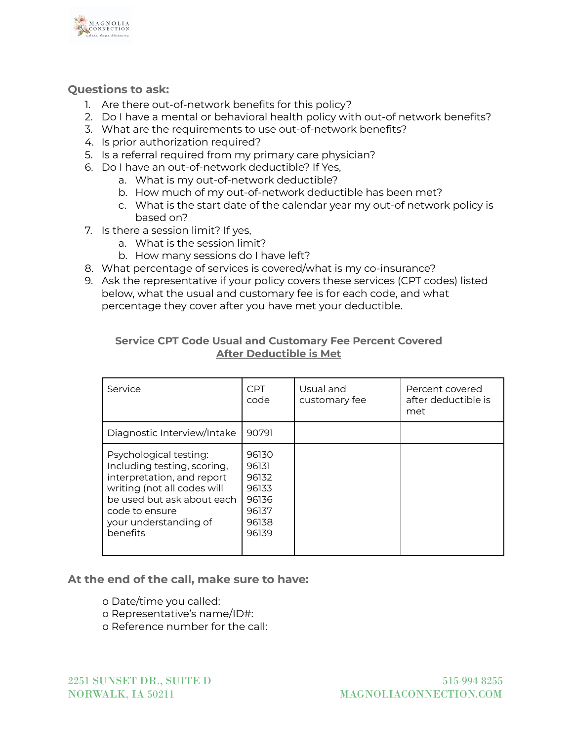**Questions to ask:**

1. Are there out-of-network benefits for this policy?
2. Do I have a mental or behavioral health policy with out-of network benefits?
3. What are the requirements to use out-of-network benefits?
4. Is prior authorization required?
5. Is a referral required from my primary care physician?
6. Do I have an out-of-network deductible? If Yes,
   a. What is my out-of-network deductible?
   b. How much of my out-of-network deductible has been met?
   c. What is the start date of the calendar year my out-of network policy is based on?
7. Is there a session limit? If yes,
   a. What is the session limit?
   b. How many sessions do I have left?
8. What percentage of services is covered/what is my co-insurance?
9. Ask the representative if your policy covers these services (CPT codes) listed below, what the usual and customary fee is for each code, and what percentage they cover after you have met your deductible.

**Service CPT Code Usual and Customary Fee Percent Covered**
**<u>After Deductible is Met</u>**

| Service | CPT code | Usual and customary fee | Percent covered after deductible is met |
|---|---|---|---|
| Diagnostic Interview/Intake | 90791 | | |
| Psychological testing: Including testing, scoring, interpretation, and report writing (not all codes will be used but ask about each code to ensure your understanding of benefits | 96130<br>96131<br>96132<br>96133<br>96136<br>96137<br>96138<br>96139 | | |

**At the end of the call, make sure to have:**

o Date/time you called:
o Representative's name/ID#:
o Reference number for the call: